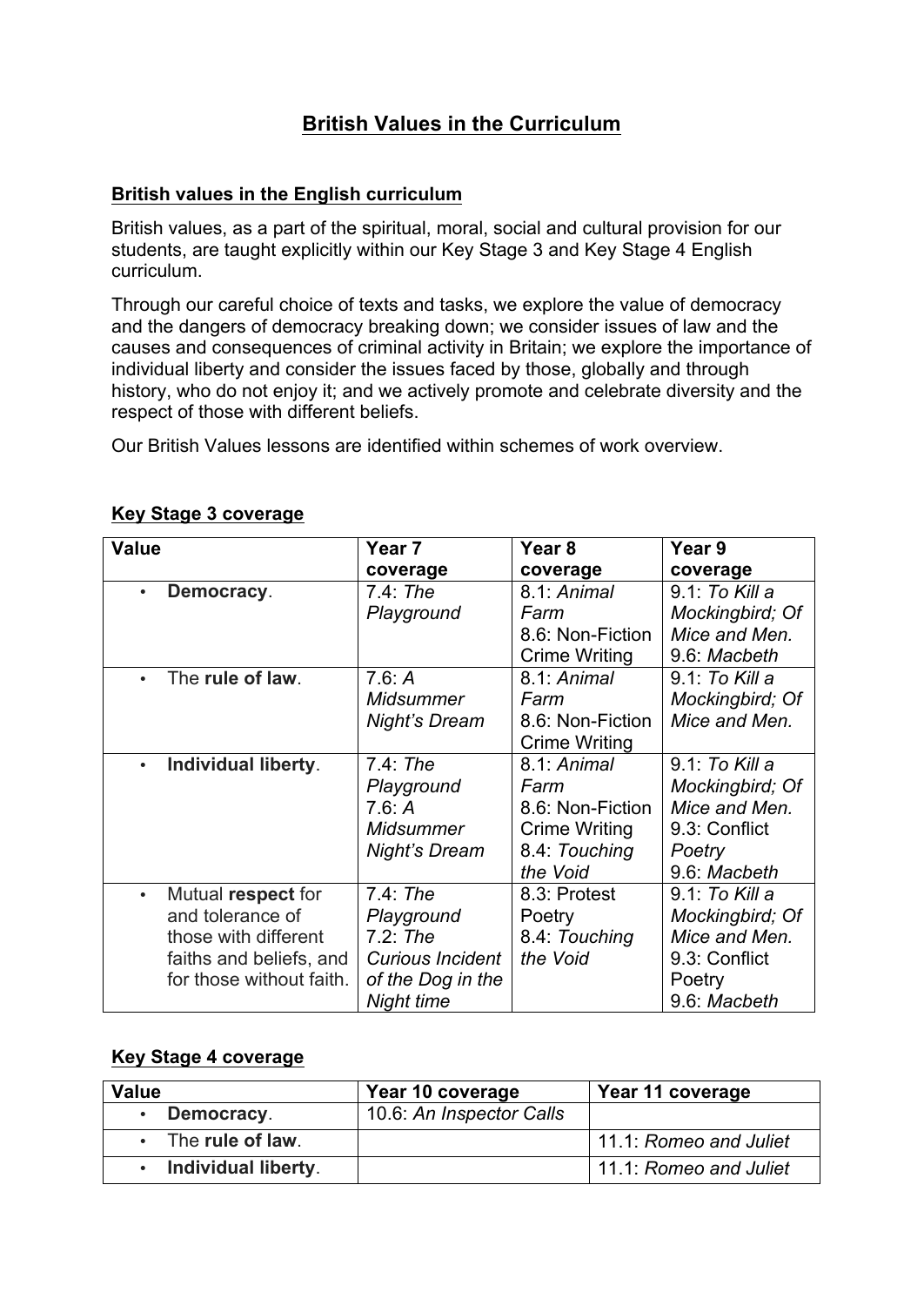# British Values in the Curriculum

## British values in the English curriculum

British values, as a part of the spiritual, moral, social and cultural provision for our students, are taught explicitly within our Key Stage 3 and Key Stage 4 English curriculum.

Through our careful choice of texts and tasks, we explore the value of democracy and the dangers of democracy breaking down; we consider issues of law and the causes and consequences of criminal activity in Britain; we explore the importance of individual liberty and consider the issues faced by those, globally and through history, who do not enjoy it; and we actively promote and celebrate diversity and the respect of those with different beliefs.

Our British Values lessons are identified within schemes of work overview.

## Key Stage 3 coverage

| Value | Year 7 coverage | Year 8 coverage | Year 9 coverage |
|---|---|---|---|
| • **Democracy**. | 7.4: *The Playground* | 8.1: *Animal Farm*<br>8.6: Non-Fiction Crime Writing | 9.1: *To Kill a Mockingbird; Of Mice and Men.*<br>9.6: *Macbeth* |
| • The **rule of law**. | 7.6: *A Midsummer Night's Dream* | 8.1: *Animal Farm*<br>8.6: Non-Fiction Crime Writing | 9.1: *To Kill a Mockingbird; Of Mice and Men.* |
| • **Individual liberty**. | 7.4: *The Playground*<br>7.6: *A Midsummer Night's Dream* | 8.1: *Animal Farm*<br>8.6: Non-Fiction Crime Writing<br>8.4: *Touching the Void* | 9.1: *To Kill a Mockingbird; Of Mice and Men.*<br>9.3: Conflict Poetry<br>9.6: *Macbeth* |
| • Mutual **respect** for and tolerance of those with different faiths and beliefs, and for those without faith. | 7.4: *The Playground*<br>7.2: *The Curious Incident of the Dog in the Night time* | 8.3: Protest Poetry<br>8.4: *Touching the Void* | 9.1: *To Kill a Mockingbird; Of Mice and Men.*<br>9.3: Conflict Poetry<br>9.6: *Macbeth* |

## Key Stage 4 coverage

| Value | Year 10 coverage | Year 11 coverage |
|---|---|---|
| • **Democracy**. | 10.6: *An Inspector Calls* | |
| • The **rule of law**. | | 11.1: *Romeo and Juliet* |
| • **Individual liberty**. | | 11.1: *Romeo and Juliet* |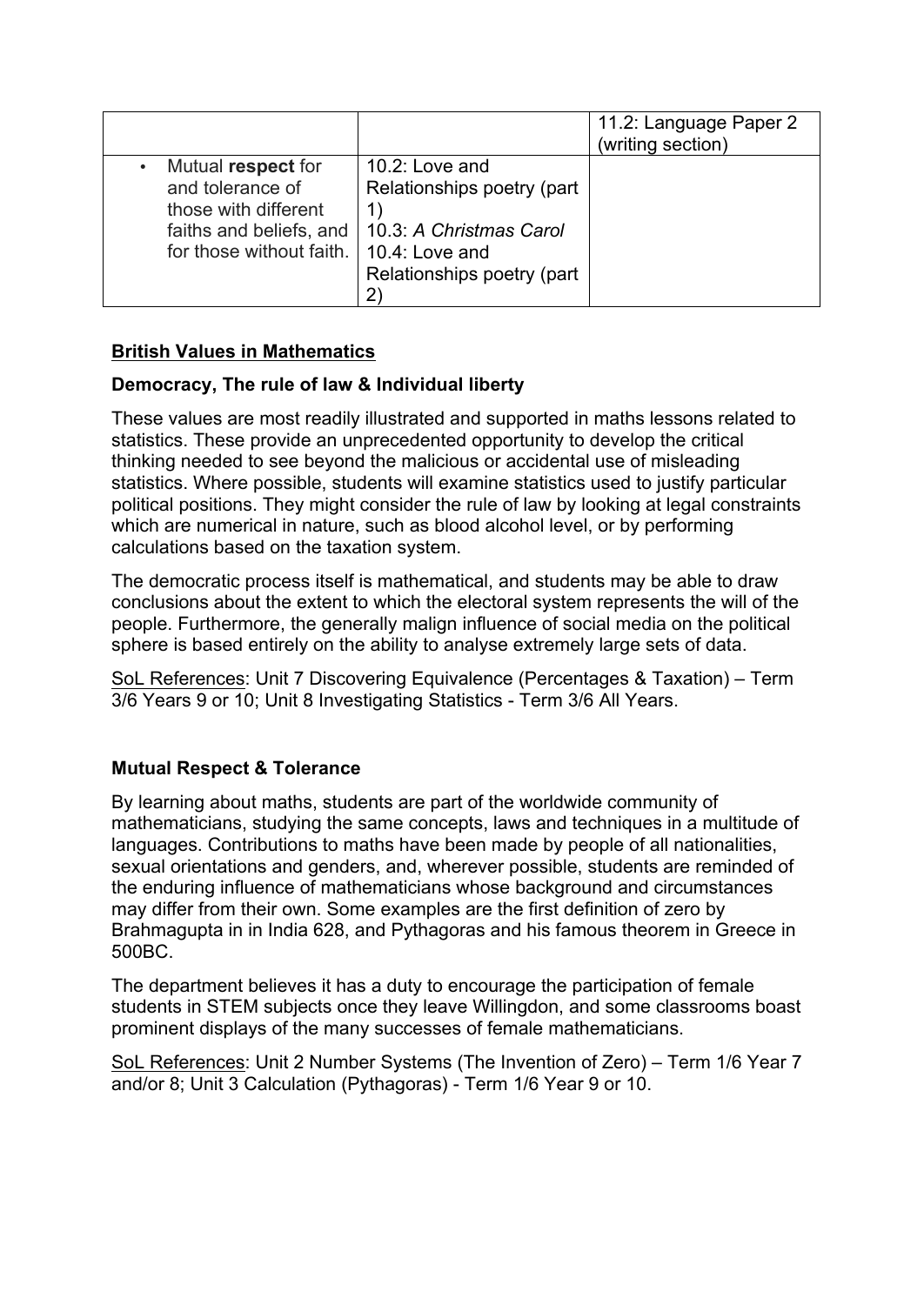| | | |
|---|---|---|
| | | 11.2: Language Paper 2 (writing section) |
| • Mutual **respect** for and tolerance of those with different faiths and beliefs, and for those without faith. | 10.2: Love and Relationships poetry (part 1)<br>10.3: *A Christmas Carol*<br>10.4: Love and Relationships poetry (part 2) | |

## British Values in Mathematics

### Democracy, The rule of law & Individual liberty

These values are most readily illustrated and supported in maths lessons related to statistics. These provide an unprecedented opportunity to develop the critical thinking needed to see beyond the malicious or accidental use of misleading statistics. Where possible, students will examine statistics used to justify particular political positions. They might consider the rule of law by looking at legal constraints which are numerical in nature, such as blood alcohol level, or by performing calculations based on the taxation system.

The democratic process itself is mathematical, and students may be able to draw conclusions about the extent to which the electoral system represents the will of the people. Furthermore, the generally malign influence of social media on the political sphere is based entirely on the ability to analyse extremely large sets of data.

SoL References: Unit 7 Discovering Equivalence (Percentages & Taxation) – Term 3/6 Years 9 or 10; Unit 8 Investigating Statistics - Term 3/6 All Years.

### Mutual Respect & Tolerance

By learning about maths, students are part of the worldwide community of mathematicians, studying the same concepts, laws and techniques in a multitude of languages. Contributions to maths have been made by people of all nationalities, sexual orientations and genders, and, wherever possible, students are reminded of the enduring influence of mathematicians whose background and circumstances may differ from their own. Some examples are the first definition of zero by Brahmagupta in in India 628, and Pythagoras and his famous theorem in Greece in 500BC.

The department believes it has a duty to encourage the participation of female students in STEM subjects once they leave Willingdon, and some classrooms boast prominent displays of the many successes of female mathematicians.

SoL References: Unit 2 Number Systems (The Invention of Zero) – Term 1/6 Year 7 and/or 8; Unit 3 Calculation (Pythagoras) - Term 1/6 Year 9 or 10.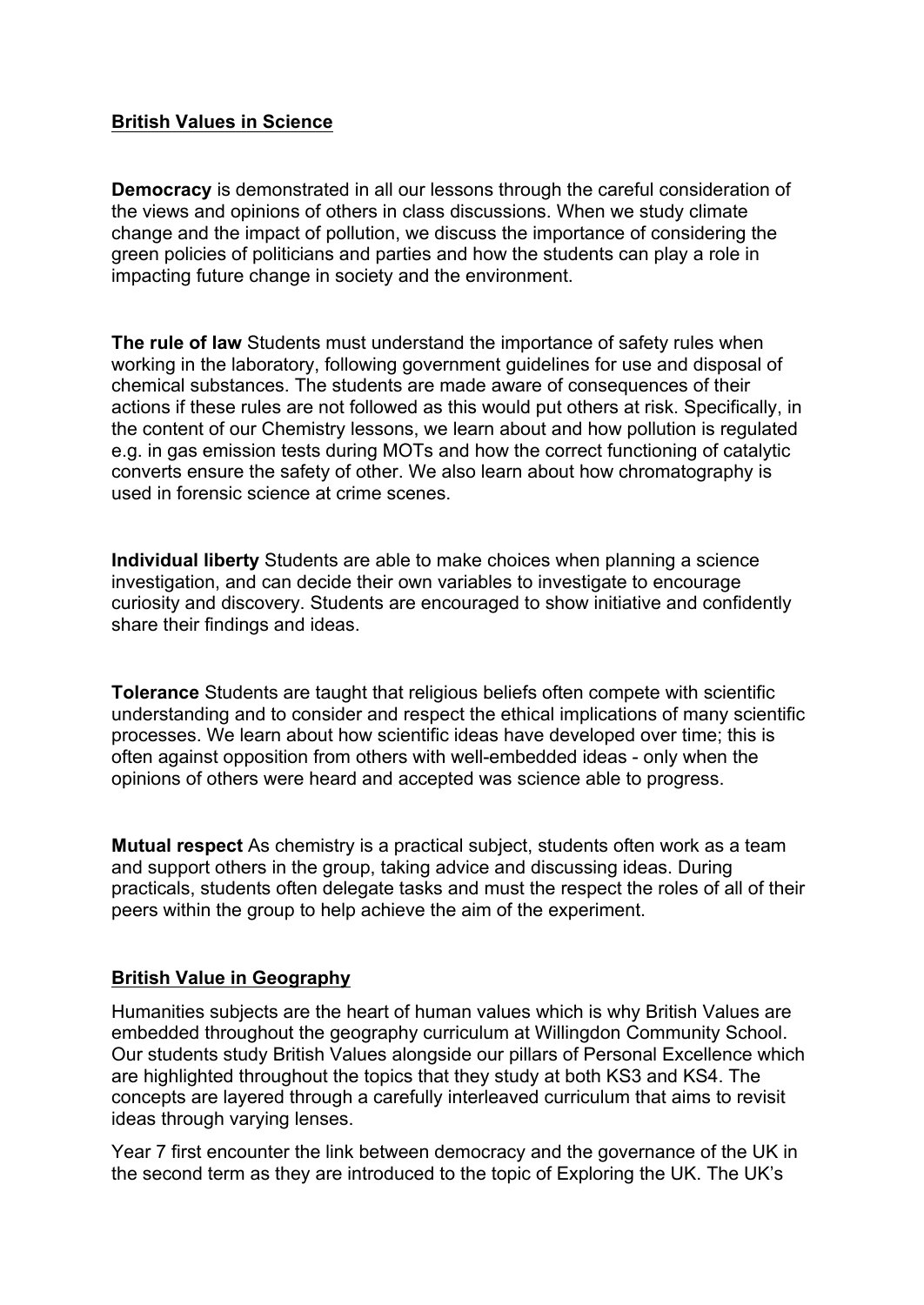## British Values in Science

**Democracy** is demonstrated in all our lessons through the careful consideration of the views and opinions of others in class discussions. When we study climate change and the impact of pollution, we discuss the importance of considering the green policies of politicians and parties and how the students can play a role in impacting future change in society and the environment.

**The rule of law** Students must understand the importance of safety rules when working in the laboratory, following government guidelines for use and disposal of chemical substances. The students are made aware of consequences of their actions if these rules are not followed as this would put others at risk. Specifically, in the content of our Chemistry lessons, we learn about and how pollution is regulated e.g. in gas emission tests during MOTs and how the correct functioning of catalytic converts ensure the safety of other. We also learn about how chromatography is used in forensic science at crime scenes.

**Individual liberty** Students are able to make choices when planning a science investigation, and can decide their own variables to investigate to encourage curiosity and discovery. Students are encouraged to show initiative and confidently share their findings and ideas.

**Tolerance** Students are taught that religious beliefs often compete with scientific understanding and to consider and respect the ethical implications of many scientific processes. We learn about how scientific ideas have developed over time; this is often against opposition from others with well-embedded ideas - only when the opinions of others were heard and accepted was science able to progress.

**Mutual respect** As chemistry is a practical subject, students often work as a team and support others in the group, taking advice and discussing ideas. During practicals, students often delegate tasks and must the respect the roles of all of their peers within the group to help achieve the aim of the experiment.

## British Value in Geography

Humanities subjects are the heart of human values which is why British Values are embedded throughout the geography curriculum at Willingdon Community School. Our students study British Values alongside our pillars of Personal Excellence which are highlighted throughout the topics that they study at both KS3 and KS4. The concepts are layered through a carefully interleaved curriculum that aims to revisit ideas through varying lenses.

Year 7 first encounter the link between democracy and the governance of the UK in the second term as they are introduced to the topic of Exploring the UK. The UK's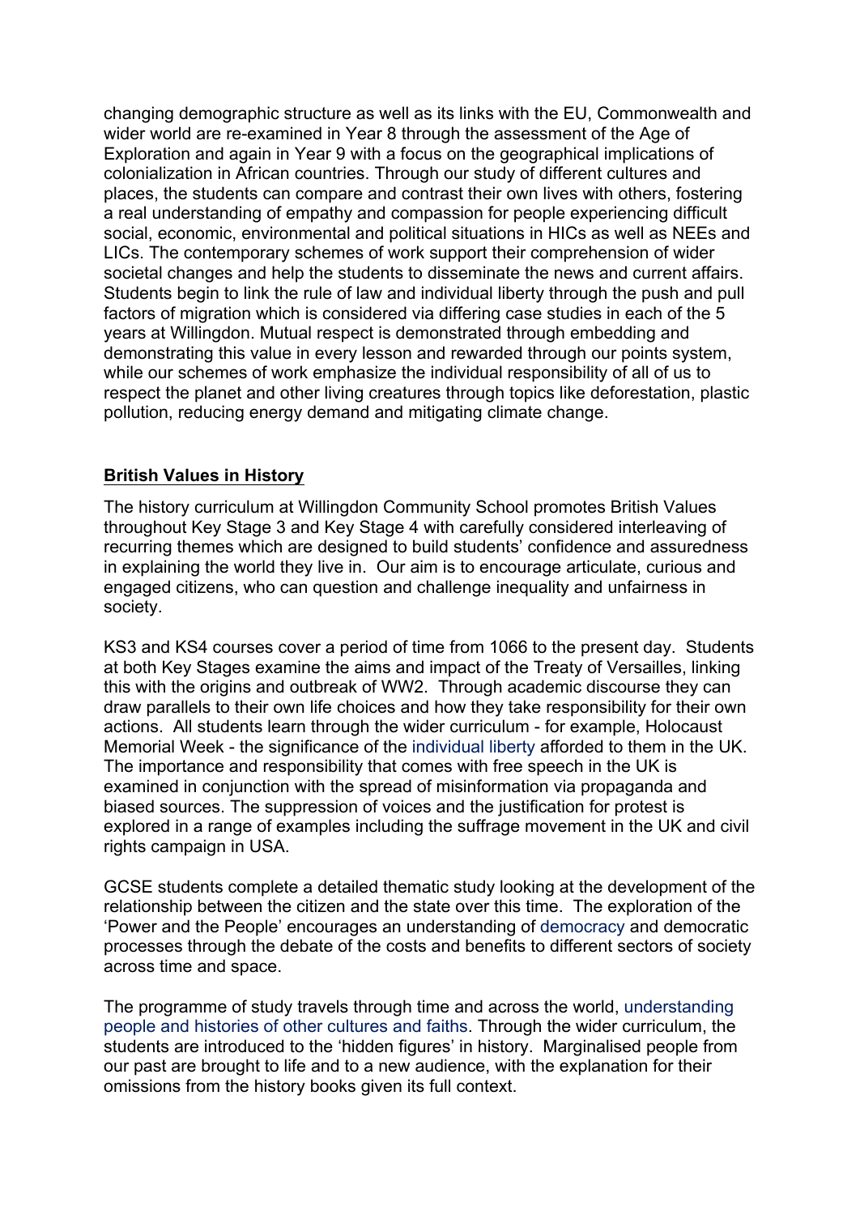changing demographic structure as well as its links with the EU, Commonwealth and wider world are re-examined in Year 8 through the assessment of the Age of Exploration and again in Year 9 with a focus on the geographical implications of colonialization in African countries. Through our study of different cultures and places, the students can compare and contrast their own lives with others, fostering a real understanding of empathy and compassion for people experiencing difficult social, economic, environmental and political situations in HICs as well as NEEs and LICs. The contemporary schemes of work support their comprehension of wider societal changes and help the students to disseminate the news and current affairs. Students begin to link the rule of law and individual liberty through the push and pull factors of migration which is considered via differing case studies in each of the 5 years at Willingdon. Mutual respect is demonstrated through embedding and demonstrating this value in every lesson and rewarded through our points system, while our schemes of work emphasize the individual responsibility of all of us to respect the planet and other living creatures through topics like deforestation, plastic pollution, reducing energy demand and mitigating climate change.

## **British Values in History**

The history curriculum at Willingdon Community School promotes British Values throughout Key Stage 3 and Key Stage 4 with carefully considered interleaving of recurring themes which are designed to build students' confidence and assuredness in explaining the world they live in. Our aim is to encourage articulate, curious and engaged citizens, who can question and challenge inequality and unfairness in society.

KS3 and KS4 courses cover a period of time from 1066 to the present day. Students at both Key Stages examine the aims and impact of the Treaty of Versailles, linking this with the origins and outbreak of WW2. Through academic discourse they can draw parallels to their own life choices and how they take responsibility for their own actions. All students learn through the wider curriculum - for example, Holocaust Memorial Week - the significance of the individual liberty afforded to them in the UK. The importance and responsibility that comes with free speech in the UK is examined in conjunction with the spread of misinformation via propaganda and biased sources. The suppression of voices and the justification for protest is explored in a range of examples including the suffrage movement in the UK and civil rights campaign in USA.

GCSE students complete a detailed thematic study looking at the development of the relationship between the citizen and the state over this time. The exploration of the 'Power and the People' encourages an understanding of democracy and democratic processes through the debate of the costs and benefits to different sectors of society across time and space.

The programme of study travels through time and across the world, understanding people and histories of other cultures and faiths. Through the wider curriculum, the students are introduced to the 'hidden figures' in history. Marginalised people from our past are brought to life and to a new audience, with the explanation for their omissions from the history books given its full context.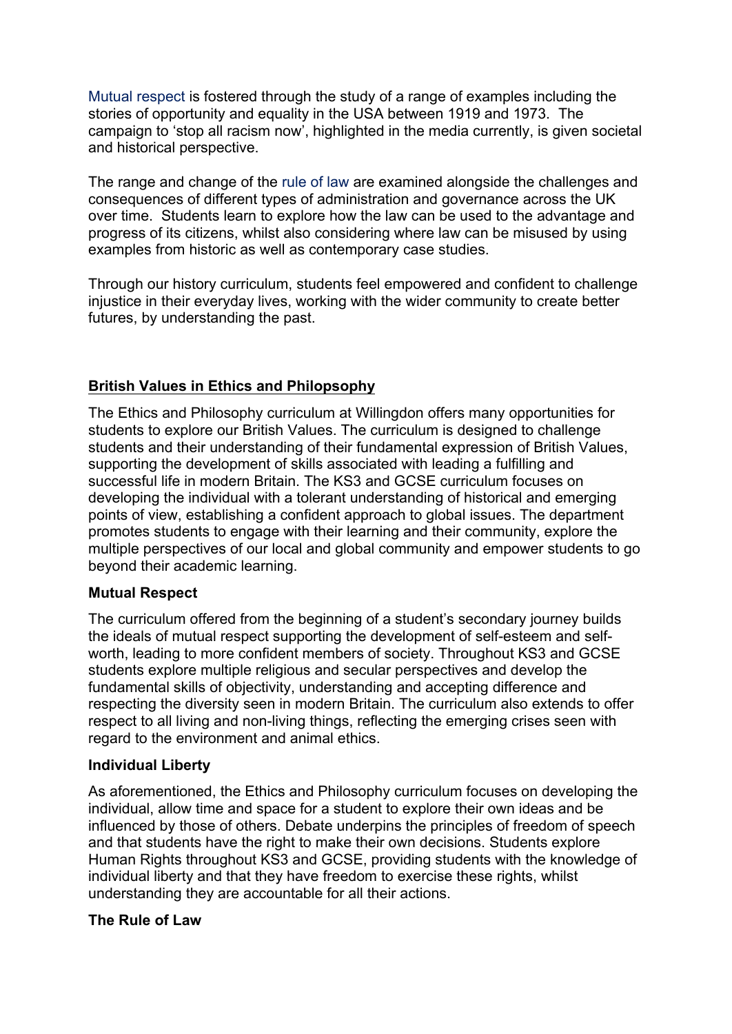Mutual respect is fostered through the study of a range of examples including the stories of opportunity and equality in the USA between 1919 and 1973. The campaign to 'stop all racism now', highlighted in the media currently, is given societal and historical perspective.

The range and change of the rule of law are examined alongside the challenges and consequences of different types of administration and governance across the UK over time. Students learn to explore how the law can be used to the advantage and progress of its citizens, whilst also considering where law can be misused by using examples from historic as well as contemporary case studies.

Through our history curriculum, students feel empowered and confident to challenge injustice in their everyday lives, working with the wider community to create better futures, by understanding the past.

## British Values in Ethics and Philopsophy

The Ethics and Philosophy curriculum at Willingdon offers many opportunities for students to explore our British Values. The curriculum is designed to challenge students and their understanding of their fundamental expression of British Values, supporting the development of skills associated with leading a fulfilling and successful life in modern Britain. The KS3 and GCSE curriculum focuses on developing the individual with a tolerant understanding of historical and emerging points of view, establishing a confident approach to global issues. The department promotes students to engage with their learning and their community, explore the multiple perspectives of our local and global community and empower students to go beyond their academic learning.

### Mutual Respect

The curriculum offered from the beginning of a student's secondary journey builds the ideals of mutual respect supporting the development of self-esteem and self-worth, leading to more confident members of society. Throughout KS3 and GCSE students explore multiple religious and secular perspectives and develop the fundamental skills of objectivity, understanding and accepting difference and respecting the diversity seen in modern Britain. The curriculum also extends to offer respect to all living and non-living things, reflecting the emerging crises seen with regard to the environment and animal ethics.

### Individual Liberty

As aforementioned, the Ethics and Philosophy curriculum focuses on developing the individual, allow time and space for a student to explore their own ideas and be influenced by those of others. Debate underpins the principles of freedom of speech and that students have the right to make their own decisions. Students explore Human Rights throughout KS3 and GCSE, providing students with the knowledge of individual liberty and that they have freedom to exercise these rights, whilst understanding they are accountable for all their actions.

### The Rule of Law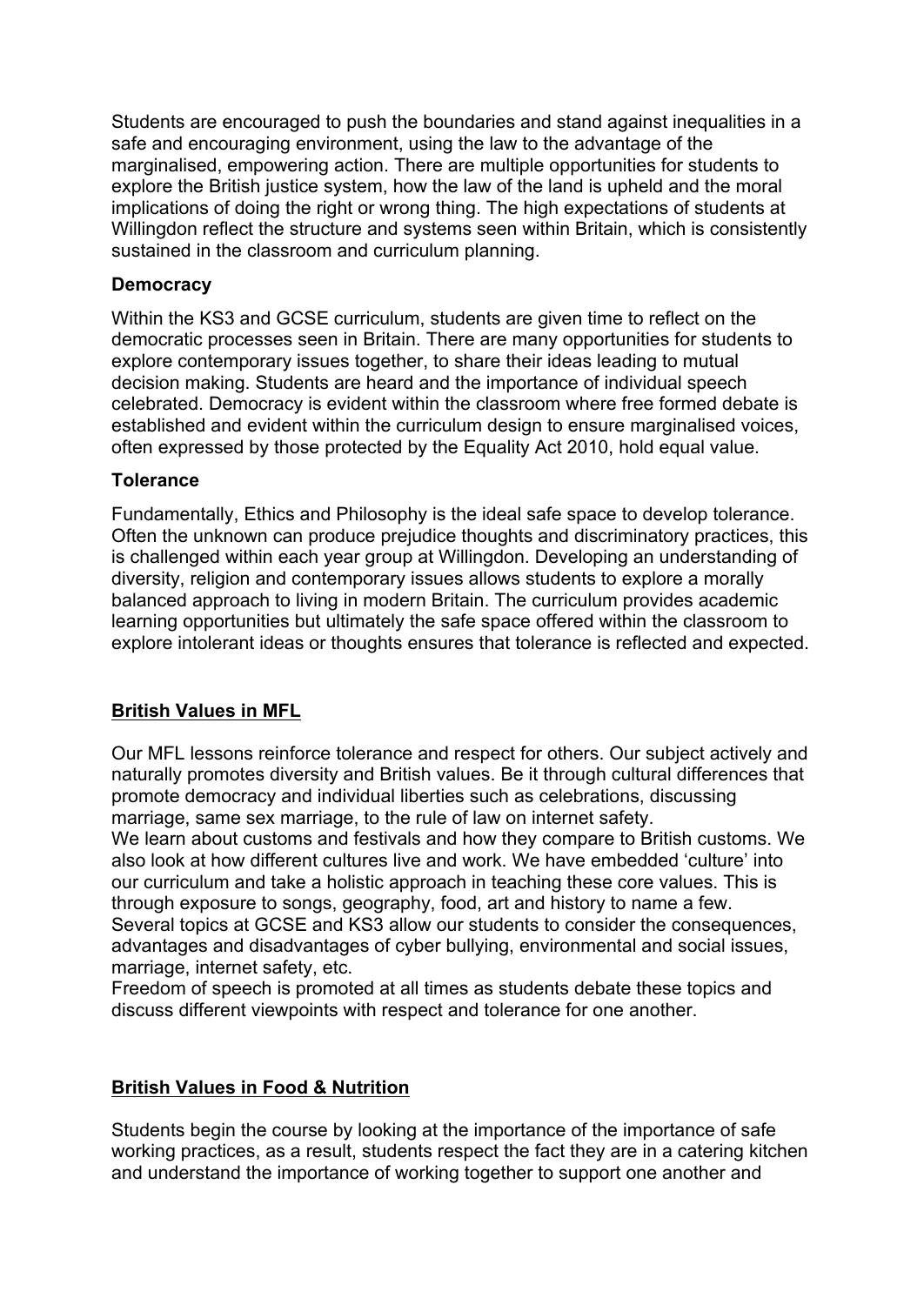Students are encouraged to push the boundaries and stand against inequalities in a safe and encouraging environment, using the law to the advantage of the marginalised, empowering action. There are multiple opportunities for students to explore the British justice system, how the law of the land is upheld and the moral implications of doing the right or wrong thing. The high expectations of students at Willingdon reflect the structure and systems seen within Britain, which is consistently sustained in the classroom and curriculum planning.

**Democracy**

Within the KS3 and GCSE curriculum, students are given time to reflect on the democratic processes seen in Britain. There are many opportunities for students to explore contemporary issues together, to share their ideas leading to mutual decision making. Students are heard and the importance of individual speech celebrated. Democracy is evident within the classroom where free formed debate is established and evident within the curriculum design to ensure marginalised voices, often expressed by those protected by the Equality Act 2010, hold equal value.

**Tolerance**

Fundamentally, Ethics and Philosophy is the ideal safe space to develop tolerance. Often the unknown can produce prejudice thoughts and discriminatory practices, this is challenged within each year group at Willingdon. Developing an understanding of diversity, religion and contemporary issues allows students to explore a morally balanced approach to living in modern Britain. The curriculum provides academic learning opportunities but ultimately the safe space offered within the classroom to explore intolerant ideas or thoughts ensures that tolerance is reflected and expected.

## British Values in MFL

Our MFL lessons reinforce tolerance and respect for others. Our subject actively and naturally promotes diversity and British values. Be it through cultural differences that promote democracy and individual liberties such as celebrations, discussing marriage, same sex marriage, to the rule of law on internet safety.
We learn about customs and festivals and how they compare to British customs. We also look at how different cultures live and work. We have embedded 'culture' into our curriculum and take a holistic approach in teaching these core values. This is through exposure to songs, geography, food, art and history to name a few.
Several topics at GCSE and KS3 allow our students to consider the consequences, advantages and disadvantages of cyber bullying, environmental and social issues, marriage, internet safety, etc.
Freedom of speech is promoted at all times as students debate these topics and discuss different viewpoints with respect and tolerance for one another.

## British Values in Food & Nutrition

Students begin the course by looking at the importance of the importance of safe working practices, as a result, students respect the fact they are in a catering kitchen and understand the importance of working together to support one another and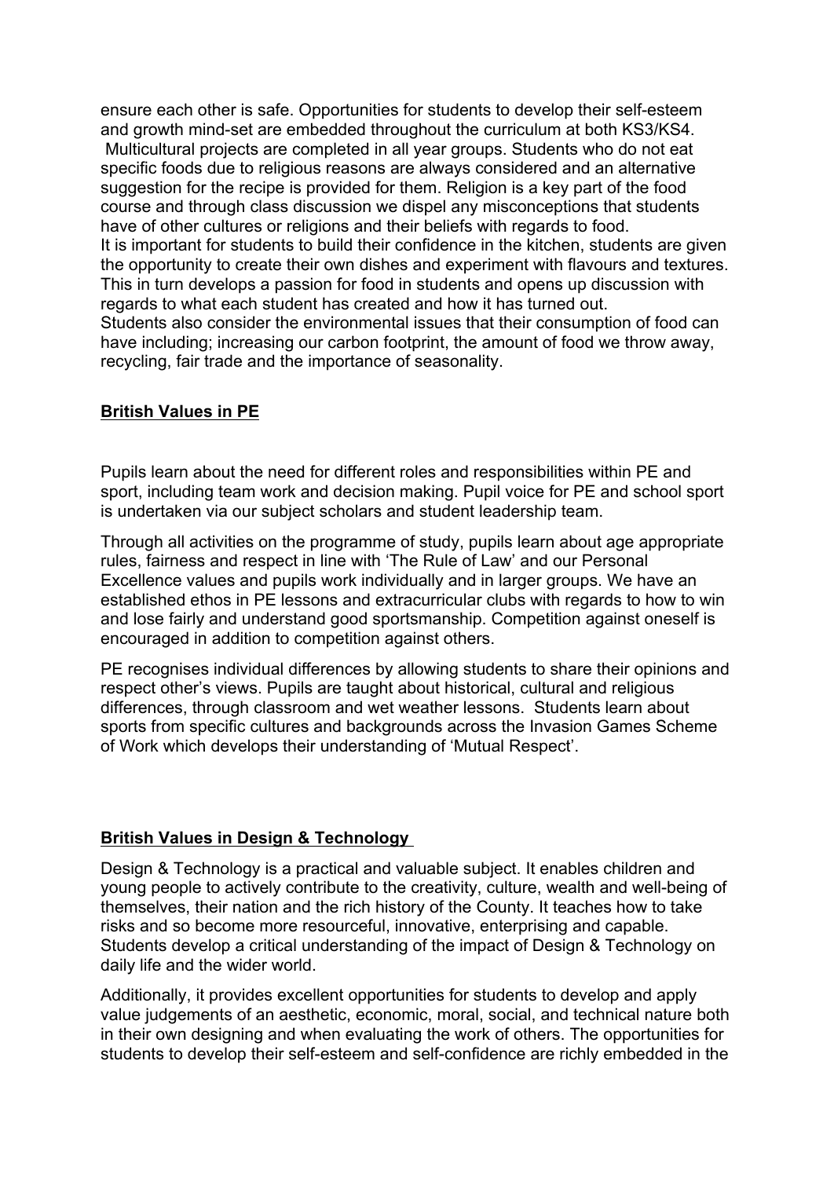ensure each other is safe. Opportunities for students to develop their self-esteem and growth mind-set are embedded throughout the curriculum at both KS3/KS4. Multicultural projects are completed in all year groups. Students who do not eat specific foods due to religious reasons are always considered and an alternative suggestion for the recipe is provided for them. Religion is a key part of the food course and through class discussion we dispel any misconceptions that students have of other cultures or religions and their beliefs with regards to food.
It is important for students to build their confidence in the kitchen, students are given the opportunity to create their own dishes and experiment with flavours and textures. This in turn develops a passion for food in students and opens up discussion with regards to what each student has created and how it has turned out.
Students also consider the environmental issues that their consumption of food can have including; increasing our carbon footprint, the amount of food we throw away, recycling, fair trade and the importance of seasonality.

## British Values in PE

Pupils learn about the need for different roles and responsibilities within PE and sport, including team work and decision making. Pupil voice for PE and school sport is undertaken via our subject scholars and student leadership team.

Through all activities on the programme of study, pupils learn about age appropriate rules, fairness and respect in line with 'The Rule of Law' and our Personal Excellence values and pupils work individually and in larger groups. We have an established ethos in PE lessons and extracurricular clubs with regards to how to win and lose fairly and understand good sportsmanship. Competition against oneself is encouraged in addition to competition against others.

PE recognises individual differences by allowing students to share their opinions and respect other's views. Pupils are taught about historical, cultural and religious differences, through classroom and wet weather lessons. Students learn about sports from specific cultures and backgrounds across the Invasion Games Scheme of Work which develops their understanding of 'Mutual Respect'.

## British Values in Design & Technology

Design & Technology is a practical and valuable subject. It enables children and young people to actively contribute to the creativity, culture, wealth and well-being of themselves, their nation and the rich history of the County. It teaches how to take risks and so become more resourceful, innovative, enterprising and capable. Students develop a critical understanding of the impact of Design & Technology on daily life and the wider world.

Additionally, it provides excellent opportunities for students to develop and apply value judgements of an aesthetic, economic, moral, social, and technical nature both in their own designing and when evaluating the work of others. The opportunities for students to develop their self-esteem and self-confidence are richly embedded in the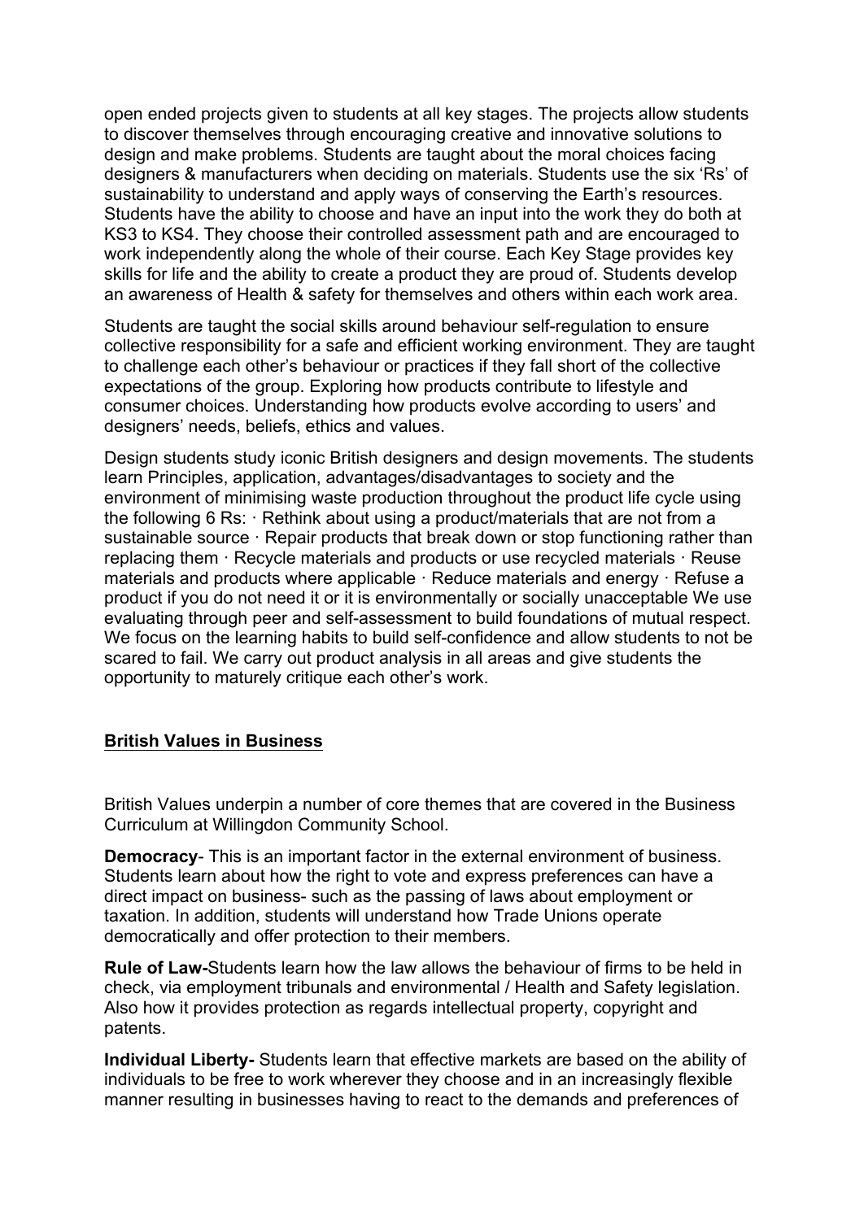open ended projects given to students at all key stages. The projects allow students to discover themselves through encouraging creative and innovative solutions to design and make problems. Students are taught about the moral choices facing designers & manufacturers when deciding on materials. Students use the six 'Rs' of sustainability to understand and apply ways of conserving the Earth's resources. Students have the ability to choose and have an input into the work they do both at KS3 to KS4. They choose their controlled assessment path and are encouraged to work independently along the whole of their course. Each Key Stage provides key skills for life and the ability to create a product they are proud of. Students develop an awareness of Health & safety for themselves and others within each work area.

Students are taught the social skills around behaviour self-regulation to ensure collective responsibility for a safe and efficient working environment. They are taught to challenge each other's behaviour or practices if they fall short of the collective expectations of the group. Exploring how products contribute to lifestyle and consumer choices. Understanding how products evolve according to users' and designers' needs, beliefs, ethics and values.

Design students study iconic British designers and design movements. The students learn Principles, application, advantages/disadvantages to society and the environment of minimising waste production throughout the product life cycle using the following 6 Rs: · Rethink about using a product/materials that are not from a sustainable source · Repair products that break down or stop functioning rather than replacing them · Recycle materials and products or use recycled materials · Reuse materials and products where applicable · Reduce materials and energy · Refuse a product if you do not need it or it is environmentally or socially unacceptable We use evaluating through peer and self-assessment to build foundations of mutual respect. We focus on the learning habits to build self-confidence and allow students to not be scared to fail. We carry out product analysis in all areas and give students the opportunity to maturely critique each other's work.

## British Values in Business

British Values underpin a number of core themes that are covered in the Business Curriculum at Willingdon Community School.

**Democracy**- This is an important factor in the external environment of business. Students learn about how the right to vote and express preferences can have a direct impact on business- such as the passing of laws about employment or taxation. In addition, students will understand how Trade Unions operate democratically and offer protection to their members.

**Rule of Law-**Students learn how the law allows the behaviour of firms to be held in check, via employment tribunals and environmental / Health and Safety legislation. Also how it provides protection as regards intellectual property, copyright and patents.

**Individual Liberty-** Students learn that effective markets are based on the ability of individuals to be free to work wherever they choose and in an increasingly flexible manner resulting in businesses having to react to the demands and preferences of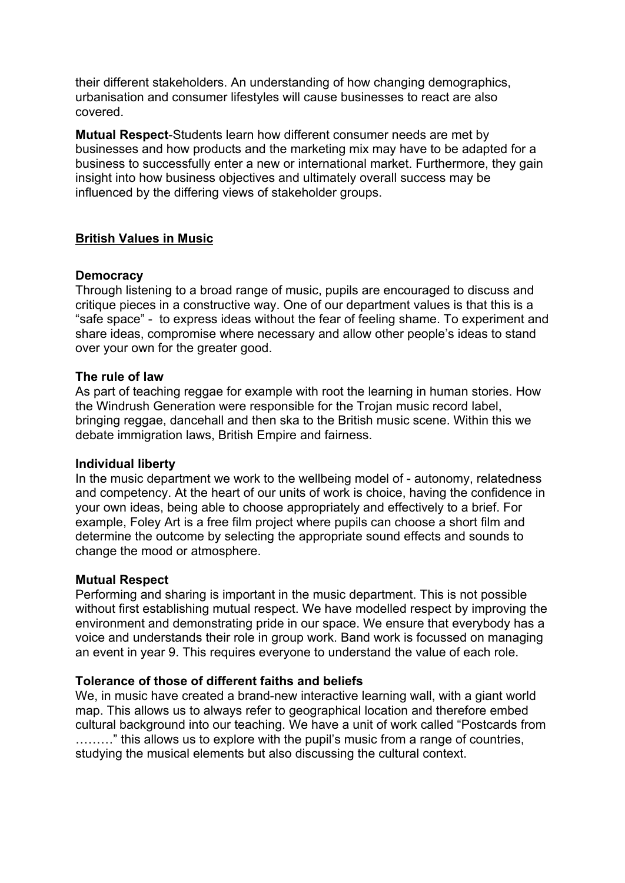their different stakeholders. An understanding of how changing demographics, urbanisation and consumer lifestyles will cause businesses to react are also covered.

**Mutual Respect**-Students learn how different consumer needs are met by businesses and how products and the marketing mix may have to be adapted for a business to successfully enter a new or international market. Furthermore, they gain insight into how business objectives and ultimately overall success may be influenced by the differing views of stakeholder groups.

## British Values in Music

**Democracy**
Through listening to a broad range of music, pupils are encouraged to discuss and critique pieces in a constructive way. One of our department values is that this is a "safe space" - to express ideas without the fear of feeling shame. To experiment and share ideas, compromise where necessary and allow other people's ideas to stand over your own for the greater good.

**The rule of law**
As part of teaching reggae for example with root the learning in human stories. How the Windrush Generation were responsible for the Trojan music record label, bringing reggae, dancehall and then ska to the British music scene. Within this we debate immigration laws, British Empire and fairness.

**Individual liberty**
In the music department we work to the wellbeing model of - autonomy, relatedness and competency. At the heart of our units of work is choice, having the confidence in your own ideas, being able to choose appropriately and effectively to a brief. For example, Foley Art is a free film project where pupils can choose a short film and determine the outcome by selecting the appropriate sound effects and sounds to change the mood or atmosphere.

**Mutual Respect**
Performing and sharing is important in the music department. This is not possible without first establishing mutual respect. We have modelled respect by improving the environment and demonstrating pride in our space. We ensure that everybody has a voice and understands their role in group work. Band work is focussed on managing an event in year 9. This requires everyone to understand the value of each role.

**Tolerance of those of different faiths and beliefs**
We, in music have created a brand-new interactive learning wall, with a giant world map. This allows us to always refer to geographical location and therefore embed cultural background into our teaching. We have a unit of work called "Postcards from ………" this allows us to explore with the pupil's music from a range of countries, studying the musical elements but also discussing the cultural context.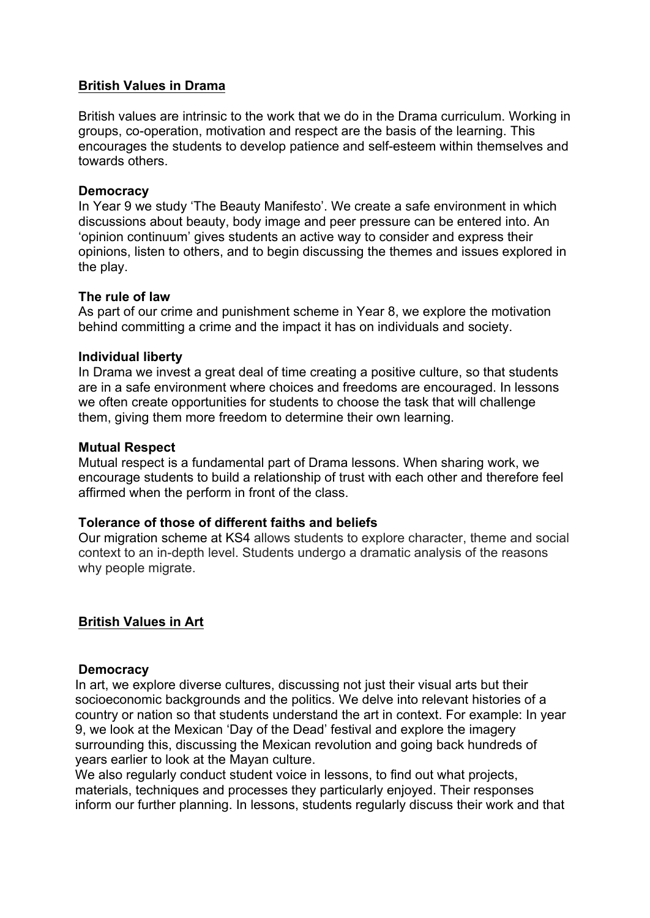## British Values in Drama

British values are intrinsic to the work that we do in the Drama curriculum. Working in groups, co-operation, motivation and respect are the basis of the learning. This encourages the students to develop patience and self-esteem within themselves and towards others.

### Democracy

In Year 9 we study 'The Beauty Manifesto'. We create a safe environment in which discussions about beauty, body image and peer pressure can be entered into. An 'opinion continuum' gives students an active way to consider and express their opinions, listen to others, and to begin discussing the themes and issues explored in the play.

### The rule of law

As part of our crime and punishment scheme in Year 8, we explore the motivation behind committing a crime and the impact it has on individuals and society.

### Individual liberty

In Drama we invest a great deal of time creating a positive culture, so that students are in a safe environment where choices and freedoms are encouraged. In lessons we often create opportunities for students to choose the task that will challenge them, giving them more freedom to determine their own learning.

### Mutual Respect

Mutual respect is a fundamental part of Drama lessons. When sharing work, we encourage students to build a relationship of trust with each other and therefore feel affirmed when the perform in front of the class.

### Tolerance of those of different faiths and beliefs

Our migration scheme at KS4 allows students to explore character, theme and social context to an in-depth level. Students undergo a dramatic analysis of the reasons why people migrate.

## British Values in Art

### Democracy

In art, we explore diverse cultures, discussing not just their visual arts but their socioeconomic backgrounds and the politics. We delve into relevant histories of a country or nation so that students understand the art in context. For example: In year 9, we look at the Mexican 'Day of the Dead' festival and explore the imagery surrounding this, discussing the Mexican revolution and going back hundreds of years earlier to look at the Mayan culture.

We also regularly conduct student voice in lessons, to find out what projects, materials, techniques and processes they particularly enjoyed. Their responses inform our further planning. In lessons, students regularly discuss their work and that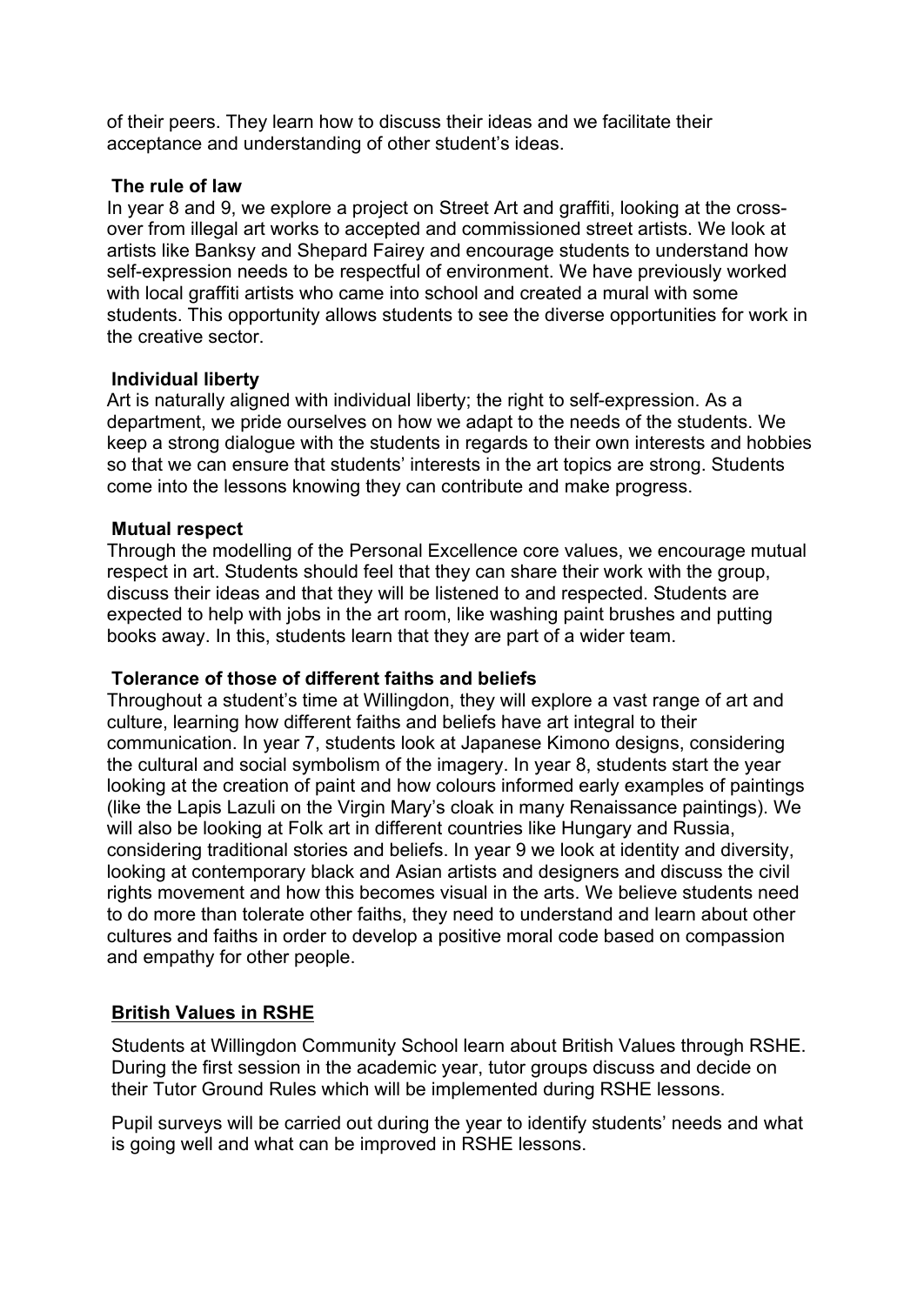of their peers. They learn how to discuss their ideas and we facilitate their acceptance and understanding of other student's ideas.

**The rule of law**

In year 8 and 9, we explore a project on Street Art and graffiti, looking at the cross-over from illegal art works to accepted and commissioned street artists. We look at artists like Banksy and Shepard Fairey and encourage students to understand how self-expression needs to be respectful of environment. We have previously worked with local graffiti artists who came into school and created a mural with some students. This opportunity allows students to see the diverse opportunities for work in the creative sector.

**Individual liberty**

Art is naturally aligned with individual liberty; the right to self-expression. As a department, we pride ourselves on how we adapt to the needs of the students. We keep a strong dialogue with the students in regards to their own interests and hobbies so that we can ensure that students' interests in the art topics are strong. Students come into the lessons knowing they can contribute and make progress.

**Mutual respect**

Through the modelling of the Personal Excellence core values, we encourage mutual respect in art. Students should feel that they can share their work with the group, discuss their ideas and that they will be listened to and respected. Students are expected to help with jobs in the art room, like washing paint brushes and putting books away. In this, students learn that they are part of a wider team.

**Tolerance of those of different faiths and beliefs**

Throughout a student's time at Willingdon, they will explore a vast range of art and culture, learning how different faiths and beliefs have art integral to their communication. In year 7, students look at Japanese Kimono designs, considering the cultural and social symbolism of the imagery. In year 8, students start the year looking at the creation of paint and how colours informed early examples of paintings (like the Lapis Lazuli on the Virgin Mary's cloak in many Renaissance paintings). We will also be looking at Folk art in different countries like Hungary and Russia, considering traditional stories and beliefs. In year 9 we look at identity and diversity, looking at contemporary black and Asian artists and designers and discuss the civil rights movement and how this becomes visual in the arts. We believe students need to do more than tolerate other faiths, they need to understand and learn about other cultures and faiths in order to develop a positive moral code based on compassion and empathy for other people.

## British Values in RSHE

Students at Willingdon Community School learn about British Values through RSHE. During the first session in the academic year, tutor groups discuss and decide on their Tutor Ground Rules which will be implemented during RSHE lessons.

Pupil surveys will be carried out during the year to identify students' needs and what is going well and what can be improved in RSHE lessons.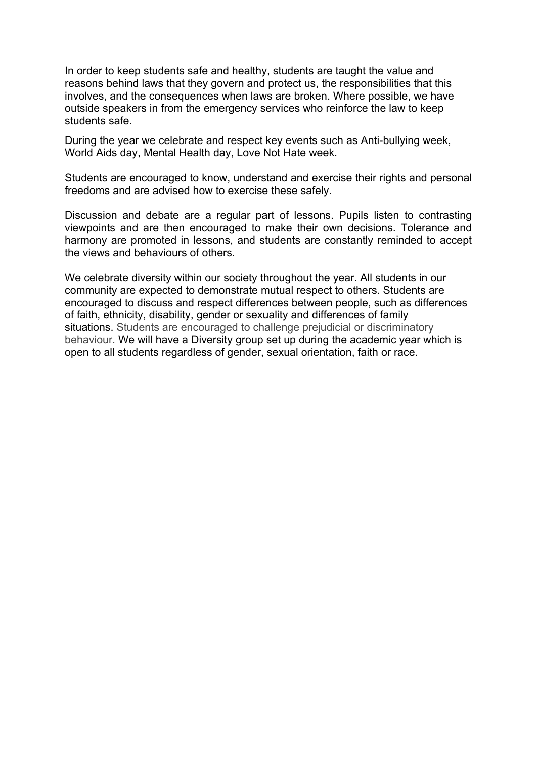In order to keep students safe and healthy, students are taught the value and reasons behind laws that they govern and protect us, the responsibilities that this involves, and the consequences when laws are broken. Where possible, we have outside speakers in from the emergency services who reinforce the law to keep students safe.

During the year we celebrate and respect key events such as Anti-bullying week, World Aids day, Mental Health day, Love Not Hate week.

Students are encouraged to know, understand and exercise their rights and personal freedoms and are advised how to exercise these safely.

Discussion and debate are a regular part of lessons. Pupils listen to contrasting viewpoints and are then encouraged to make their own decisions. Tolerance and harmony are promoted in lessons, and students are constantly reminded to accept the views and behaviours of others.

We celebrate diversity within our society throughout the year. All students in our community are expected to demonstrate mutual respect to others. Students are encouraged to discuss and respect differences between people, such as differences of faith, ethnicity, disability, gender or sexuality and differences of family situations. Students are encouraged to challenge prejudicial or discriminatory behaviour. We will have a Diversity group set up during the academic year which is open to all students regardless of gender, sexual orientation, faith or race.